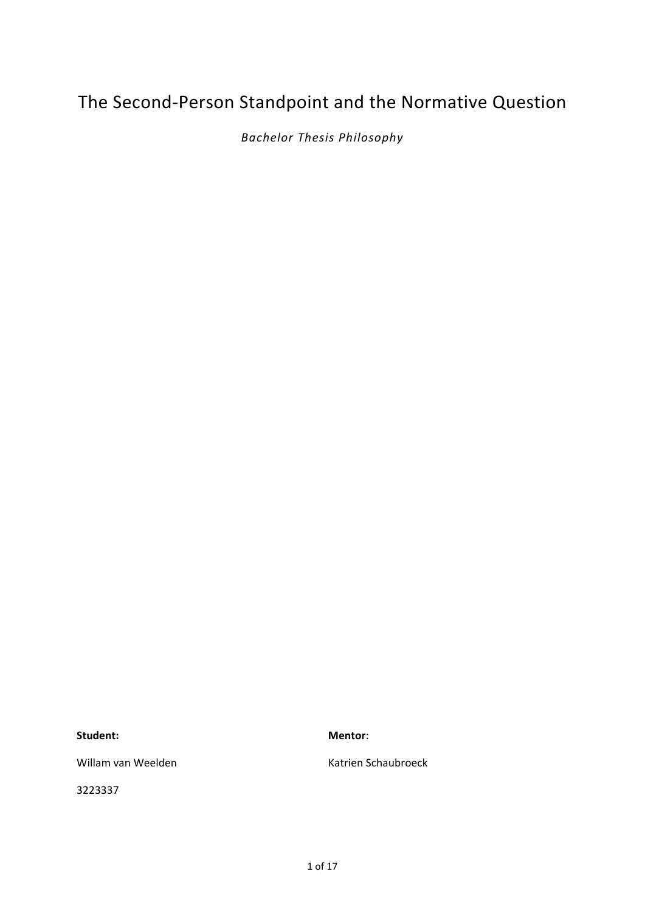# The Second-Person Standpoint and the Normative Question

*Bachelor Thesis Philosophy*

**Student:**

Willam van Weelden

3223337

**Mentor**:

Katrien Schaubroeck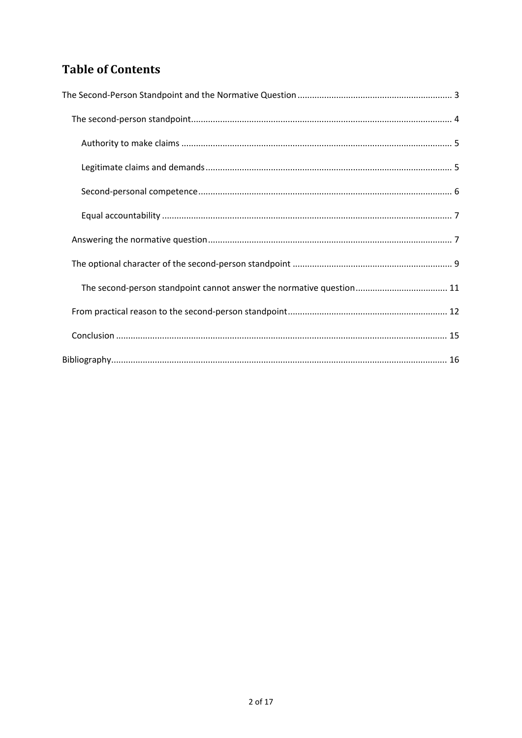# Table of Contents

The Second-Person Standpoint and the Normative Question ..... 3

- The second-person standpoint ..... 4
  - Authority to make claims ..... 5
  - Legitimate claims and demands ..... 5
  - Second-personal competence ..... 6
  - Equal accountability ..... 7
- Answering the normative question ..... 7
- The optional character of the second-person standpoint ..... 9
  - The second-person standpoint cannot answer the normative question ..... 11
- From practical reason to the second-person standpoint ..... 12
- Conclusion ..... 15

Bibliography ..... 16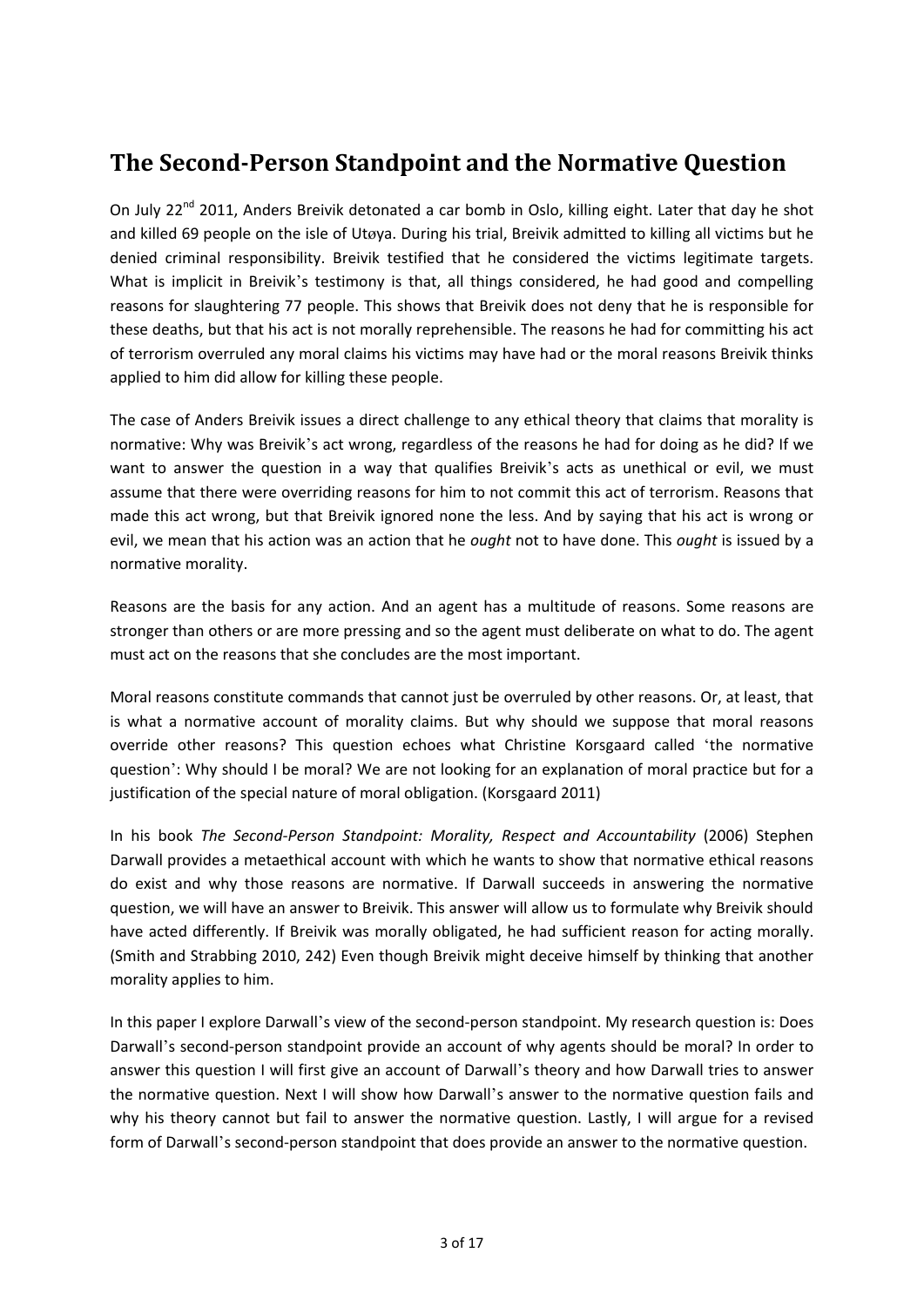## The Second-Person Standpoint and the Normative Question

On July 22nd 2011, Anders Breivik detonated a car bomb in Oslo, killing eight. Later that day he shot and killed 69 people on the isle of Utøya. During his trial, Breivik admitted to killing all victims but he denied criminal responsibility. Breivik testified that he considered the victims legitimate targets. What is implicit in Breivik's testimony is that, all things considered, he had good and compelling reasons for slaughtering 77 people. This shows that Breivik does not deny that he is responsible for these deaths, but that his act is not morally reprehensible. The reasons he had for committing his act of terrorism overruled any moral claims his victims may have had or the moral reasons Breivik thinks applied to him did allow for killing these people.

The case of Anders Breivik issues a direct challenge to any ethical theory that claims that morality is normative: Why was Breivik's act wrong, regardless of the reasons he had for doing as he did? If we want to answer the question in a way that qualifies Breivik's acts as unethical or evil, we must assume that there were overriding reasons for him to not commit this act of terrorism. Reasons that made this act wrong, but that Breivik ignored none the less. And by saying that his act is wrong or evil, we mean that his action was an action that he *ought* not to have done. This *ought* is issued by a normative morality.

Reasons are the basis for any action. And an agent has a multitude of reasons. Some reasons are stronger than others or are more pressing and so the agent must deliberate on what to do. The agent must act on the reasons that she concludes are the most important.

Moral reasons constitute commands that cannot just be overruled by other reasons. Or, at least, that is what a normative account of morality claims. But why should we suppose that moral reasons override other reasons? This question echoes what Christine Korsgaard called 'the normative question': Why should I be moral? We are not looking for an explanation of moral practice but for a justification of the special nature of moral obligation. (Korsgaard 2011)

In his book *The Second-Person Standpoint: Morality, Respect and Accountability* (2006) Stephen Darwall provides a metaethical account with which he wants to show that normative ethical reasons do exist and why those reasons are normative. If Darwall succeeds in answering the normative question, we will have an answer to Breivik. This answer will allow us to formulate why Breivik should have acted differently. If Breivik was morally obligated, he had sufficient reason for acting morally. (Smith and Strabbing 2010, 242) Even though Breivik might deceive himself by thinking that another morality applies to him.

In this paper I explore Darwall's view of the second-person standpoint. My research question is: Does Darwall's second-person standpoint provide an account of why agents should be moral? In order to answer this question I will first give an account of Darwall's theory and how Darwall tries to answer the normative question. Next I will show how Darwall's answer to the normative question fails and why his theory cannot but fail to answer the normative question. Lastly, I will argue for a revised form of Darwall's second-person standpoint that does provide an answer to the normative question.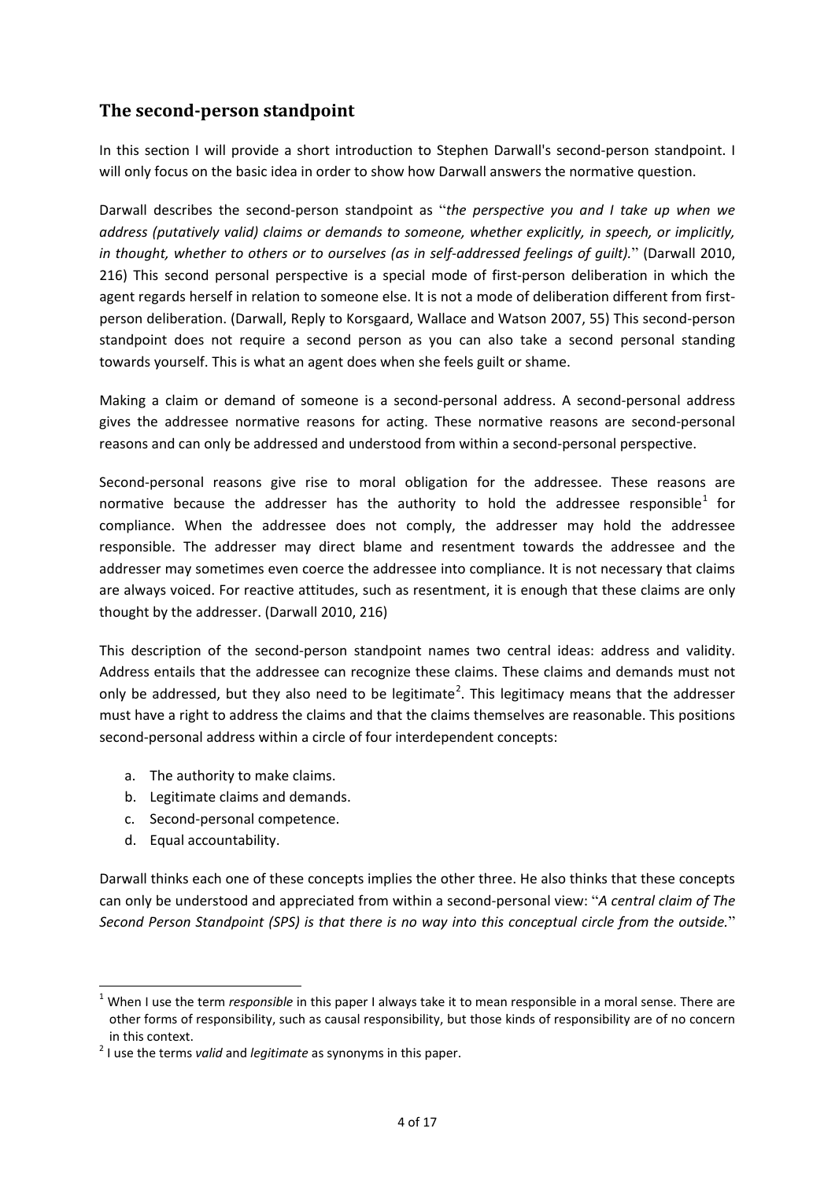## The second-person standpoint

In this section I will provide a short introduction to Stephen Darwall's second-person standpoint. I will only focus on the basic idea in order to show how Darwall answers the normative question.

Darwall describes the second-person standpoint as "*the perspective you and I take up when we address (putatively valid) claims or demands to someone, whether explicitly, in speech, or implicitly, in thought, whether to others or to ourselves (as in self-addressed feelings of guilt).*" (Darwall 2010, 216) This second personal perspective is a special mode of first-person deliberation in which the agent regards herself in relation to someone else. It is not a mode of deliberation different from first-person deliberation. (Darwall, Reply to Korsgaard, Wallace and Watson 2007, 55) This second-person standpoint does not require a second person as you can also take a second personal standing towards yourself. This is what an agent does when she feels guilt or shame.

Making a claim or demand of someone is a second-personal address. A second-personal address gives the addressee normative reasons for acting. These normative reasons are second-personal reasons and can only be addressed and understood from within a second-personal perspective.

Second-personal reasons give rise to moral obligation for the addressee. These reasons are normative because the addresser has the authority to hold the addressee responsible[1] for compliance. When the addressee does not comply, the addresser may hold the addressee responsible. The addresser may direct blame and resentment towards the addressee and the addresser may sometimes even coerce the addressee into compliance. It is not necessary that claims are always voiced. For reactive attitudes, such as resentment, it is enough that these claims are only thought by the addresser. (Darwall 2010, 216)

This description of the second-person standpoint names two central ideas: address and validity. Address entails that the addressee can recognize these claims. These claims and demands must not only be addressed, but they also need to be legitimate[2]. This legitimacy means that the addresser must have a right to address the claims and that the claims themselves are reasonable. This positions second-personal address within a circle of four interdependent concepts:

a. The authority to make claims.
b. Legitimate claims and demands.
c. Second-personal competence.
d. Equal accountability.

Darwall thinks each one of these concepts implies the other three. He also thinks that these concepts can only be understood and appreciated from within a second-personal view: "*A central claim of The Second Person Standpoint (SPS) is that there is no way into this conceptual circle from the outside.*"

[1] When I use the term *responsible* in this paper I always take it to mean responsible in a moral sense. There are other forms of responsibility, such as causal responsibility, but those kinds of responsibility are of no concern in this context.

[2] I use the terms *valid* and *legitimate* as synonyms in this paper.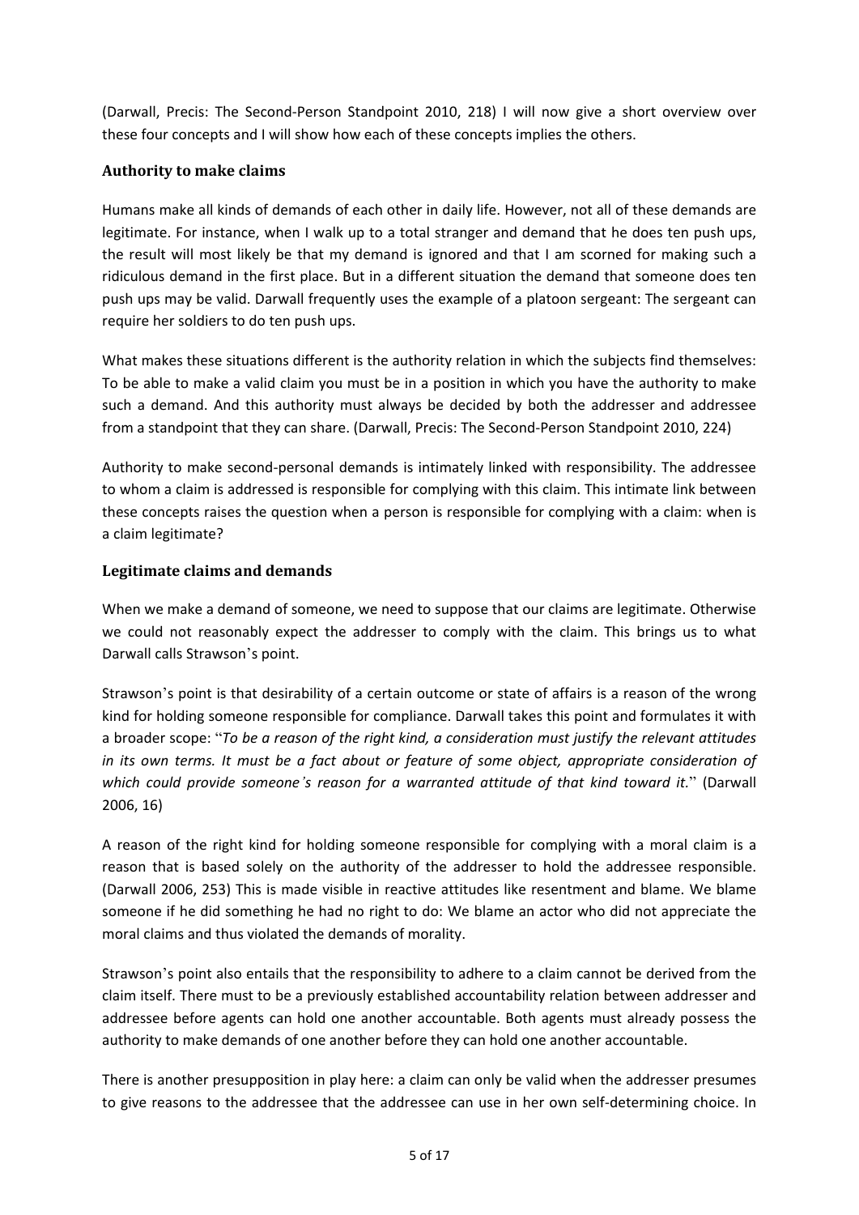(Darwall, Precis: The Second-Person Standpoint 2010, 218) I will now give a short overview over these four concepts and I will show how each of these concepts implies the others.

### Authority to make claims

Humans make all kinds of demands of each other in daily life. However, not all of these demands are legitimate. For instance, when I walk up to a total stranger and demand that he does ten push ups, the result will most likely be that my demand is ignored and that I am scorned for making such a ridiculous demand in the first place. But in a different situation the demand that someone does ten push ups may be valid. Darwall frequently uses the example of a platoon sergeant: The sergeant can require her soldiers to do ten push ups.

What makes these situations different is the authority relation in which the subjects find themselves: To be able to make a valid claim you must be in a position in which you have the authority to make such a demand. And this authority must always be decided by both the addresser and addressee from a standpoint that they can share. (Darwall, Precis: The Second-Person Standpoint 2010, 224)

Authority to make second-personal demands is intimately linked with responsibility. The addressee to whom a claim is addressed is responsible for complying with this claim. This intimate link between these concepts raises the question when a person is responsible for complying with a claim: when is a claim legitimate?

### Legitimate claims and demands

When we make a demand of someone, we need to suppose that our claims are legitimate. Otherwise we could not reasonably expect the addresser to comply with the claim. This brings us to what Darwall calls Strawson's point.

Strawson's point is that desirability of a certain outcome or state of affairs is a reason of the wrong kind for holding someone responsible for compliance. Darwall takes this point and formulates it with a broader scope: "*To be a reason of the right kind, a consideration must justify the relevant attitudes in its own terms. It must be a fact about or feature of some object, appropriate consideration of which could provide someone's reason for a warranted attitude of that kind toward it.*" (Darwall 2006, 16)

A reason of the right kind for holding someone responsible for complying with a moral claim is a reason that is based solely on the authority of the addresser to hold the addressee responsible. (Darwall 2006, 253) This is made visible in reactive attitudes like resentment and blame. We blame someone if he did something he had no right to do: We blame an actor who did not appreciate the moral claims and thus violated the demands of morality.

Strawson's point also entails that the responsibility to adhere to a claim cannot be derived from the claim itself. There must to be a previously established accountability relation between addresser and addressee before agents can hold one another accountable. Both agents must already possess the authority to make demands of one another before they can hold one another accountable.

There is another presupposition in play here: a claim can only be valid when the addresser presumes to give reasons to the addressee that the addressee can use in her own self-determining choice. In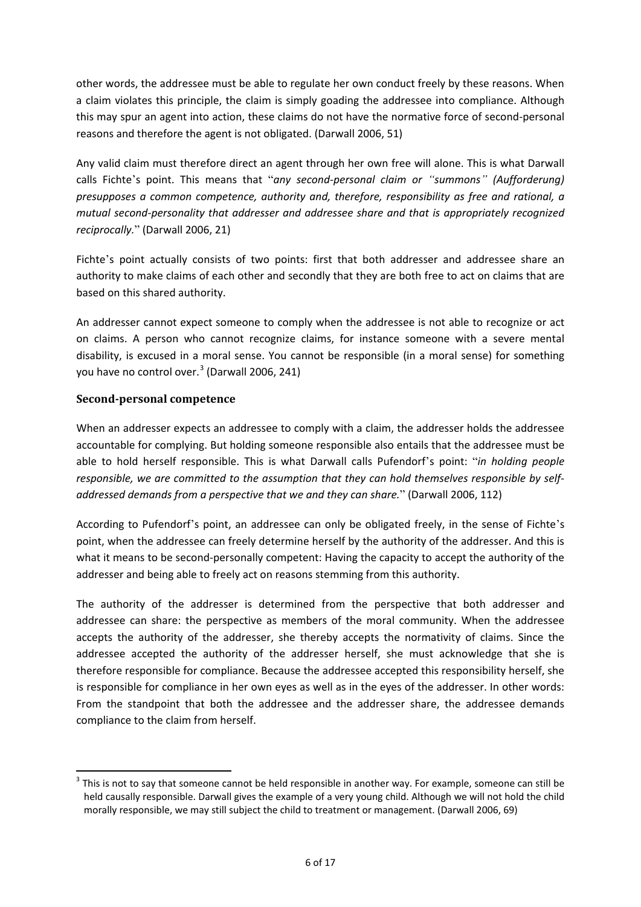other words, the addressee must be able to regulate her own conduct freely by these reasons. When a claim violates this principle, the claim is simply goading the addressee into compliance. Although this may spur an agent into action, these claims do not have the normative force of second-personal reasons and therefore the agent is not obligated. (Darwall 2006, 51)

Any valid claim must therefore direct an agent through her own free will alone. This is what Darwall calls Fichte's point. This means that "*any second-personal claim or "summons" (Aufforderung) presupposes a common competence, authority and, therefore, responsibility as free and rational, a mutual second-personality that addresser and addressee share and that is appropriately recognized reciprocally.*" (Darwall 2006, 21)

Fichte's point actually consists of two points: first that both addresser and addressee share an authority to make claims of each other and secondly that they are both free to act on claims that are based on this shared authority.

An addresser cannot expect someone to comply when the addressee is not able to recognize or act on claims. A person who cannot recognize claims, for instance someone with a severe mental disability, is excused in a moral sense. You cannot be responsible (in a moral sense) for something you have no control over.[3] (Darwall 2006, 241)

## Second-personal competence

When an addresser expects an addressee to comply with a claim, the addresser holds the addressee accountable for complying. But holding someone responsible also entails that the addressee must be able to hold herself responsible. This is what Darwall calls Pufendorf's point: "*in holding people responsible, we are committed to the assumption that they can hold themselves responsible by self-addressed demands from a perspective that we and they can share.*" (Darwall 2006, 112)

According to Pufendorf's point, an addressee can only be obligated freely, in the sense of Fichte's point, when the addressee can freely determine herself by the authority of the addresser. And this is what it means to be second-personally competent: Having the capacity to accept the authority of the addresser and being able to freely act on reasons stemming from this authority.

The authority of the addresser is determined from the perspective that both addresser and addressee can share: the perspective as members of the moral community. When the addressee accepts the authority of the addresser, she thereby accepts the normativity of claims. Since the addressee accepted the authority of the addresser herself, she must acknowledge that she is therefore responsible for compliance. Because the addressee accepted this responsibility herself, she is responsible for compliance in her own eyes as well as in the eyes of the addresser. In other words: From the standpoint that both the addressee and the addresser share, the addressee demands compliance to the claim from herself.

---

[3] This is not to say that someone cannot be held responsible in another way. For example, someone can still be held causally responsible. Darwall gives the example of a very young child. Although we will not hold the child morally responsible, we may still subject the child to treatment or management. (Darwall 2006, 69)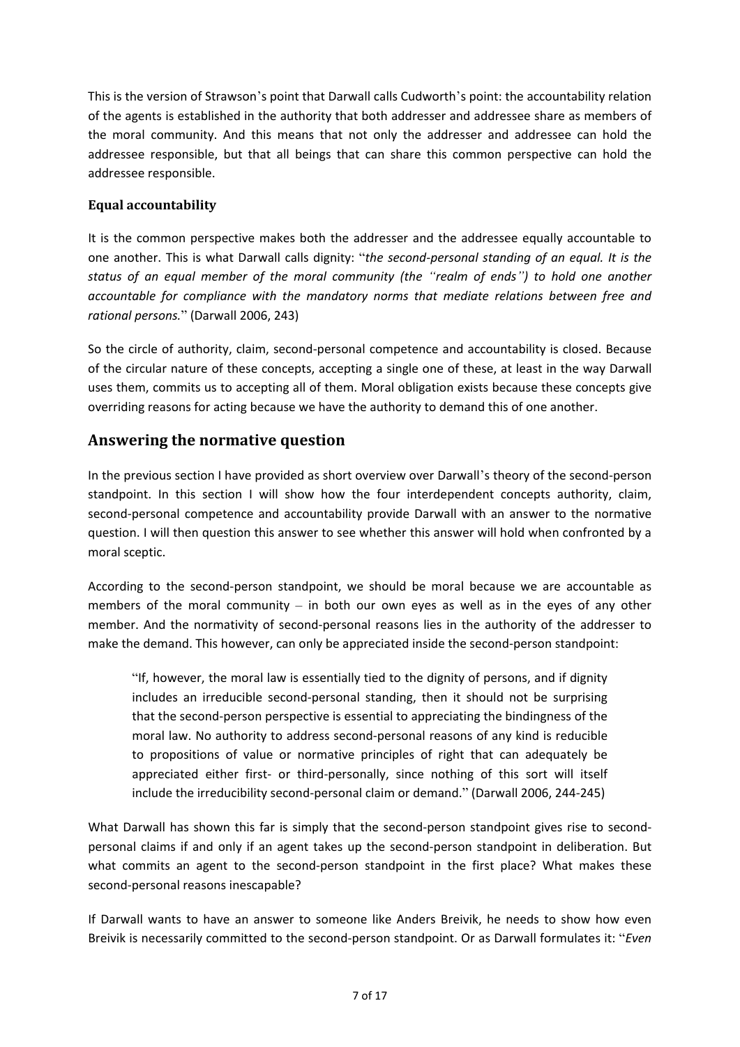This is the version of Strawson's point that Darwall calls Cudworth's point: the accountability relation of the agents is established in the authority that both addresser and addressee share as members of the moral community. And this means that not only the addresser and addressee can hold the addressee responsible, but that all beings that can share this common perspective can hold the addressee responsible.

### Equal accountability

It is the common perspective makes both the addresser and the addressee equally accountable to one another. This is what Darwall calls dignity: "*the second-personal standing of an equal. It is the status of an equal member of the moral community (the "realm of ends") to hold one another accountable for compliance with the mandatory norms that mediate relations between free and rational persons.*" (Darwall 2006, 243)

So the circle of authority, claim, second-personal competence and accountability is closed. Because of the circular nature of these concepts, accepting a single one of these, at least in the way Darwall uses them, commits us to accepting all of them. Moral obligation exists because these concepts give overriding reasons for acting because we have the authority to demand this of one another.

## Answering the normative question

In the previous section I have provided as short overview over Darwall's theory of the second-person standpoint. In this section I will show how the four interdependent concepts authority, claim, second-personal competence and accountability provide Darwall with an answer to the normative question. I will then question this answer to see whether this answer will hold when confronted by a moral sceptic.

According to the second-person standpoint, we should be moral because we are accountable as members of the moral community – in both our own eyes as well as in the eyes of any other member. And the normativity of second-personal reasons lies in the authority of the addresser to make the demand. This however, can only be appreciated inside the second-person standpoint:

> "If, however, the moral law is essentially tied to the dignity of persons, and if dignity includes an irreducible second-personal standing, then it should not be surprising that the second-person perspective is essential to appreciating the bindingness of the moral law. No authority to address second-personal reasons of any kind is reducible to propositions of value or normative principles of right that can adequately be appreciated either first- or third-personally, since nothing of this sort will itself include the irreducibility second-personal claim or demand." (Darwall 2006, 244-245)

What Darwall has shown this far is simply that the second-person standpoint gives rise to second-personal claims if and only if an agent takes up the second-person standpoint in deliberation. But what commits an agent to the second-person standpoint in the first place? What makes these second-personal reasons inescapable?

If Darwall wants to have an answer to someone like Anders Breivik, he needs to show how even Breivik is necessarily committed to the second-person standpoint. Or as Darwall formulates it: "*Even*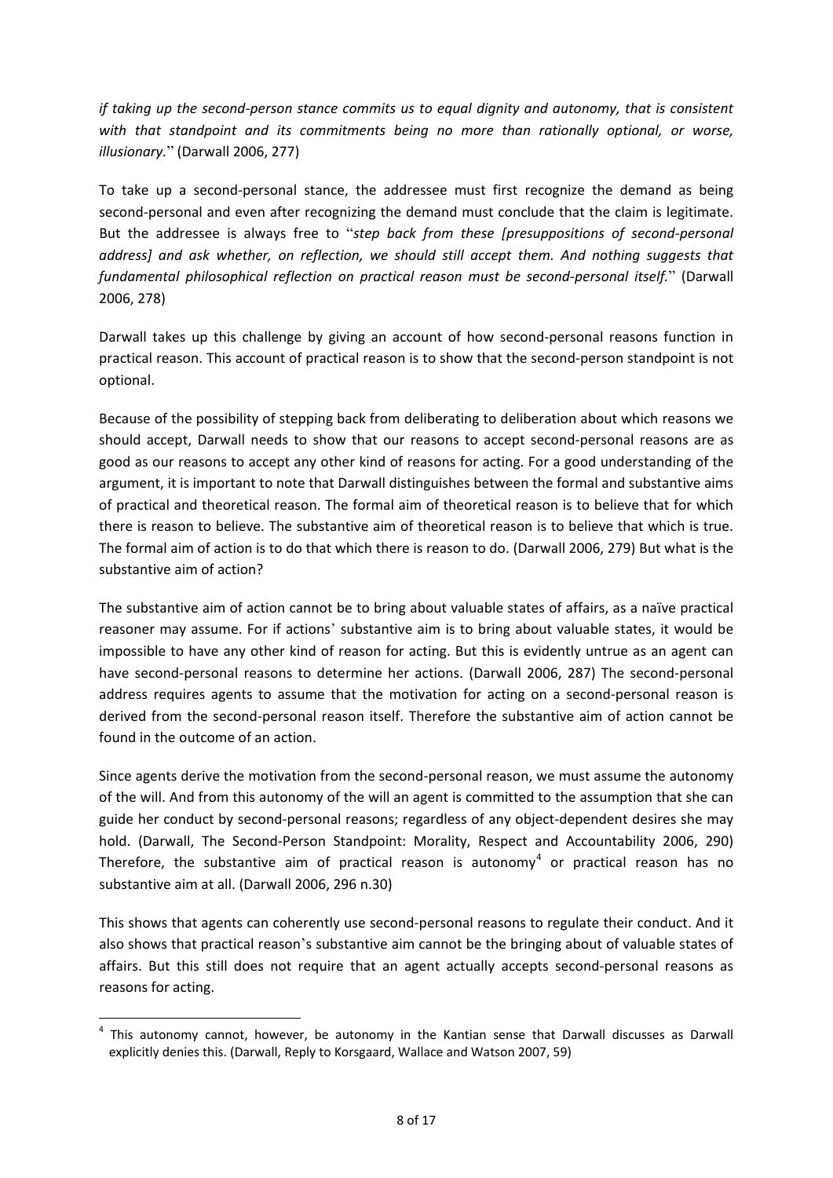*if taking up the second-person stance commits us to equal dignity and autonomy, that is consistent with that standpoint and its commitments being no more than rationally optional, or worse, illusionary.*" (Darwall 2006, 277)

To take up a second-personal stance, the addressee must first recognize the demand as being second-personal and even after recognizing the demand must conclude that the claim is legitimate. But the addressee is always free to "*step back from these [presuppositions of second-personal address] and ask whether, on reflection, we should still accept them. And nothing suggests that fundamental philosophical reflection on practical reason must be second-personal itself.*" (Darwall 2006, 278)

Darwall takes up this challenge by giving an account of how second-personal reasons function in practical reason. This account of practical reason is to show that the second-person standpoint is not optional.

Because of the possibility of stepping back from deliberating to deliberation about which reasons we should accept, Darwall needs to show that our reasons to accept second-personal reasons are as good as our reasons to accept any other kind of reasons for acting. For a good understanding of the argument, it is important to note that Darwall distinguishes between the formal and substantive aims of practical and theoretical reason. The formal aim of theoretical reason is to believe that for which there is reason to believe. The substantive aim of theoretical reason is to believe that which is true. The formal aim of action is to do that which there is reason to do. (Darwall 2006, 279) But what is the substantive aim of action?

The substantive aim of action cannot be to bring about valuable states of affairs, as a naïve practical reasoner may assume. For if actions' substantive aim is to bring about valuable states, it would be impossible to have any other kind of reason for acting. But this is evidently untrue as an agent can have second-personal reasons to determine her actions. (Darwall 2006, 287) The second-personal address requires agents to assume that the motivation for acting on a second-personal reason is derived from the second-personal reason itself. Therefore the substantive aim of action cannot be found in the outcome of an action.

Since agents derive the motivation from the second-personal reason, we must assume the autonomy of the will. And from this autonomy of the will an agent is committed to the assumption that she can guide her conduct by second-personal reasons; regardless of any object-dependent desires she may hold. (Darwall, The Second-Person Standpoint: Morality, Respect and Accountability 2006, 290) Therefore, the substantive aim of practical reason is autonomy[4] or practical reason has no substantive aim at all. (Darwall 2006, 296 n.30)

This shows that agents can coherently use second-personal reasons to regulate their conduct. And it also shows that practical reason's substantive aim cannot be the bringing about of valuable states of affairs. But this still does not require that an agent actually accepts second-personal reasons as reasons for acting.

---

[4] This autonomy cannot, however, be autonomy in the Kantian sense that Darwall discusses as Darwall explicitly denies this. (Darwall, Reply to Korsgaard, Wallace and Watson 2007, 59)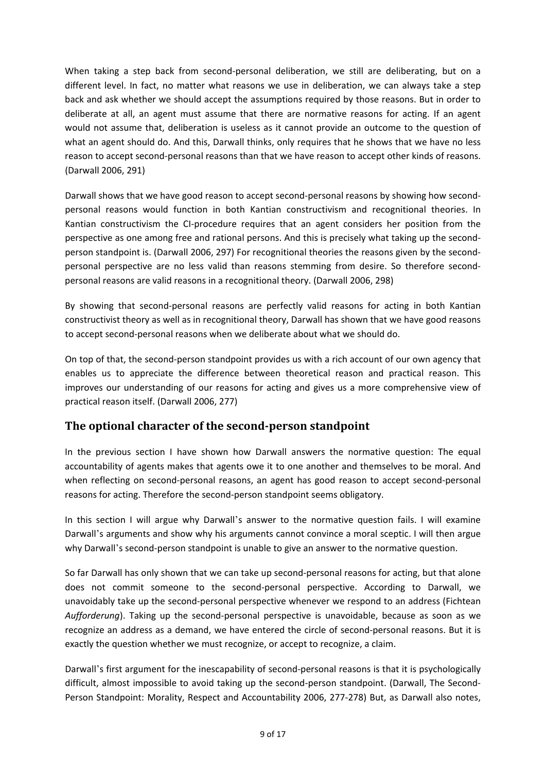When taking a step back from second-personal deliberation, we still are deliberating, but on a different level. In fact, no matter what reasons we use in deliberation, we can always take a step back and ask whether we should accept the assumptions required by those reasons. But in order to deliberate at all, an agent must assume that there are normative reasons for acting. If an agent would not assume that, deliberation is useless as it cannot provide an outcome to the question of what an agent should do. And this, Darwall thinks, only requires that he shows that we have no less reason to accept second-personal reasons than that we have reason to accept other kinds of reasons. (Darwall 2006, 291)

Darwall shows that we have good reason to accept second-personal reasons by showing how second-personal reasons would function in both Kantian constructivism and recognitional theories. In Kantian constructivism the CI-procedure requires that an agent considers her position from the perspective as one among free and rational persons. And this is precisely what taking up the second-person standpoint is. (Darwall 2006, 297) For recognitional theories the reasons given by the second-personal perspective are no less valid than reasons stemming from desire. So therefore second-personal reasons are valid reasons in a recognitional theory. (Darwall 2006, 298)

By showing that second-personal reasons are perfectly valid reasons for acting in both Kantian constructivist theory as well as in recognitional theory, Darwall has shown that we have good reasons to accept second-personal reasons when we deliberate about what we should do.

On top of that, the second-person standpoint provides us with a rich account of our own agency that enables us to appreciate the difference between theoretical reason and practical reason. This improves our understanding of our reasons for acting and gives us a more comprehensive view of practical reason itself. (Darwall 2006, 277)

## The optional character of the second-person standpoint

In the previous section I have shown how Darwall answers the normative question: The equal accountability of agents makes that agents owe it to one another and themselves to be moral. And when reflecting on second-personal reasons, an agent has good reason to accept second-personal reasons for acting. Therefore the second-person standpoint seems obligatory.

In this section I will argue why Darwall's answer to the normative question fails. I will examine Darwall's arguments and show why his arguments cannot convince a moral sceptic. I will then argue why Darwall's second-person standpoint is unable to give an answer to the normative question.

So far Darwall has only shown that we can take up second-personal reasons for acting, but that alone does not commit someone to the second-personal perspective. According to Darwall, we unavoidably take up the second-personal perspective whenever we respond to an address (Fichtean *Aufforderung*). Taking up the second-personal perspective is unavoidable, because as soon as we recognize an address as a demand, we have entered the circle of second-personal reasons. But it is exactly the question whether we must recognize, or accept to recognize, a claim.

Darwall's first argument for the inescapability of second-personal reasons is that it is psychologically difficult, almost impossible to avoid taking up the second-person standpoint. (Darwall, The Second-Person Standpoint: Morality, Respect and Accountability 2006, 277-278) But, as Darwall also notes,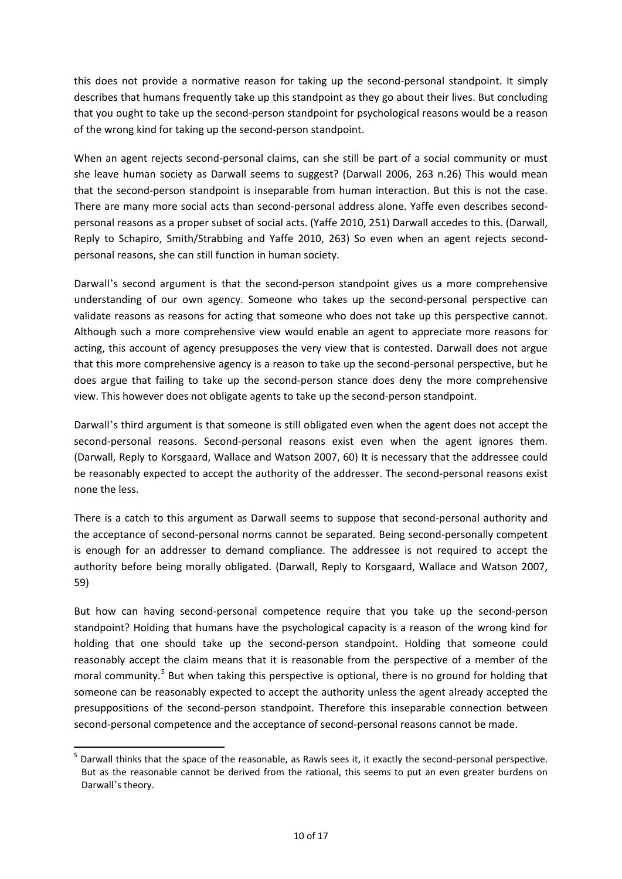this does not provide a normative reason for taking up the second-personal standpoint. It simply describes that humans frequently take up this standpoint as they go about their lives. But concluding that you ought to take up the second-person standpoint for psychological reasons would be a reason of the wrong kind for taking up the second-person standpoint.

When an agent rejects second-personal claims, can she still be part of a social community or must she leave human society as Darwall seems to suggest? (Darwall 2006, 263 n.26) This would mean that the second-person standpoint is inseparable from human interaction. But this is not the case. There are many more social acts than second-personal address alone. Yaffe even describes second-personal reasons as a proper subset of social acts. (Yaffe 2010, 251) Darwall accedes to this. (Darwall, Reply to Schapiro, Smith/Strabbing and Yaffe 2010, 263) So even when an agent rejects second-personal reasons, she can still function in human society.

Darwall's second argument is that the second-person standpoint gives us a more comprehensive understanding of our own agency. Someone who takes up the second-personal perspective can validate reasons as reasons for acting that someone who does not take up this perspective cannot. Although such a more comprehensive view would enable an agent to appreciate more reasons for acting, this account of agency presupposes the very view that is contested. Darwall does not argue that this more comprehensive agency is a reason to take up the second-personal perspective, but he does argue that failing to take up the second-person stance does deny the more comprehensive view. This however does not obligate agents to take up the second-person standpoint.

Darwall's third argument is that someone is still obligated even when the agent does not accept the second-personal reasons. Second-personal reasons exist even when the agent ignores them. (Darwall, Reply to Korsgaard, Wallace and Watson 2007, 60) It is necessary that the addressee could be reasonably expected to accept the authority of the addresser. The second-personal reasons exist none the less.

There is a catch to this argument as Darwall seems to suppose that second-personal authority and the acceptance of second-personal norms cannot be separated. Being second-personally competent is enough for an addresser to demand compliance. The addressee is not required to accept the authority before being morally obligated. (Darwall, Reply to Korsgaard, Wallace and Watson 2007, 59)

But how can having second-personal competence require that you take up the second-person standpoint? Holding that humans have the psychological capacity is a reason of the wrong kind for holding that one should take up the second-person standpoint. Holding that someone could reasonably accept the claim means that it is reasonable from the perspective of a member of the moral community.[5] But when taking this perspective is optional, there is no ground for holding that someone can be reasonably expected to accept the authority unless the agent already accepted the presuppositions of the second-person standpoint. Therefore this inseparable connection between second-personal competence and the acceptance of second-personal reasons cannot be made.

[5] Darwall thinks that the space of the reasonable, as Rawls sees it, it exactly the second-personal perspective. But as the reasonable cannot be derived from the rational, this seems to put an even greater burdens on Darwall's theory.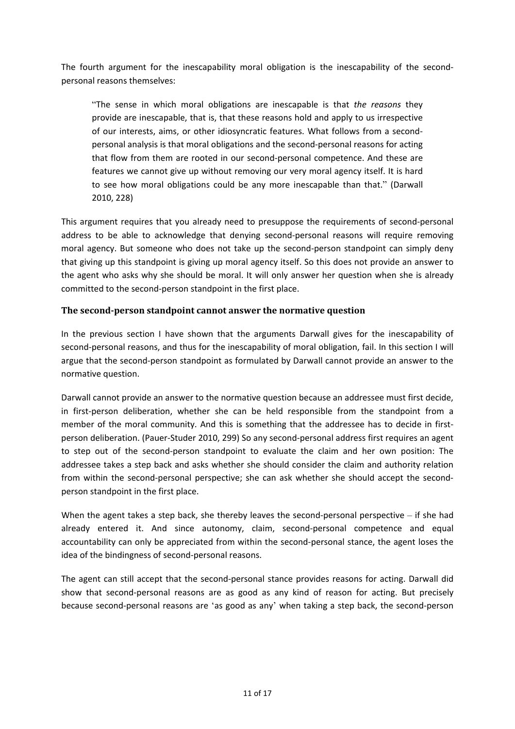The fourth argument for the inescapability moral obligation is the inescapability of the second-personal reasons themselves:

> "The sense in which moral obligations are inescapable is that *the reasons* they provide are inescapable, that is, that these reasons hold and apply to us irrespective of our interests, aims, or other idiosyncratic features. What follows from a second-personal analysis is that moral obligations and the second-personal reasons for acting that flow from them are rooted in our second-personal competence. And these are features we cannot give up without removing our very moral agency itself. It is hard to see how moral obligations could be any more inescapable than that." (Darwall 2010, 228)

This argument requires that you already need to presuppose the requirements of second-personal address to be able to acknowledge that denying second-personal reasons will require removing moral agency. But someone who does not take up the second-person standpoint can simply deny that giving up this standpoint is giving up moral agency itself. So this does not provide an answer to the agent who asks why she should be moral. It will only answer her question when she is already committed to the second-person standpoint in the first place.

### The second-person standpoint cannot answer the normative question

In the previous section I have shown that the arguments Darwall gives for the inescapability of second-personal reasons, and thus for the inescapability of moral obligation, fail. In this section I will argue that the second-person standpoint as formulated by Darwall cannot provide an answer to the normative question.

Darwall cannot provide an answer to the normative question because an addressee must first decide, in first-person deliberation, whether she can be held responsible from the standpoint from a member of the moral community. And this is something that the addressee has to decide in first-person deliberation. (Pauer-Studer 2010, 299) So any second-personal address first requires an agent to step out of the second-person standpoint to evaluate the claim and her own position: The addressee takes a step back and asks whether she should consider the claim and authority relation from within the second-personal perspective; she can ask whether she should accept the second-person standpoint in the first place.

When the agent takes a step back, she thereby leaves the second-personal perspective – if she had already entered it. And since autonomy, claim, second-personal competence and equal accountability can only be appreciated from within the second-personal stance, the agent loses the idea of the bindingness of second-personal reasons.

The agent can still accept that the second-personal stance provides reasons for acting. Darwall did show that second-personal reasons are as good as any kind of reason for acting. But precisely because second-personal reasons are 'as good as any' when taking a step back, the second-person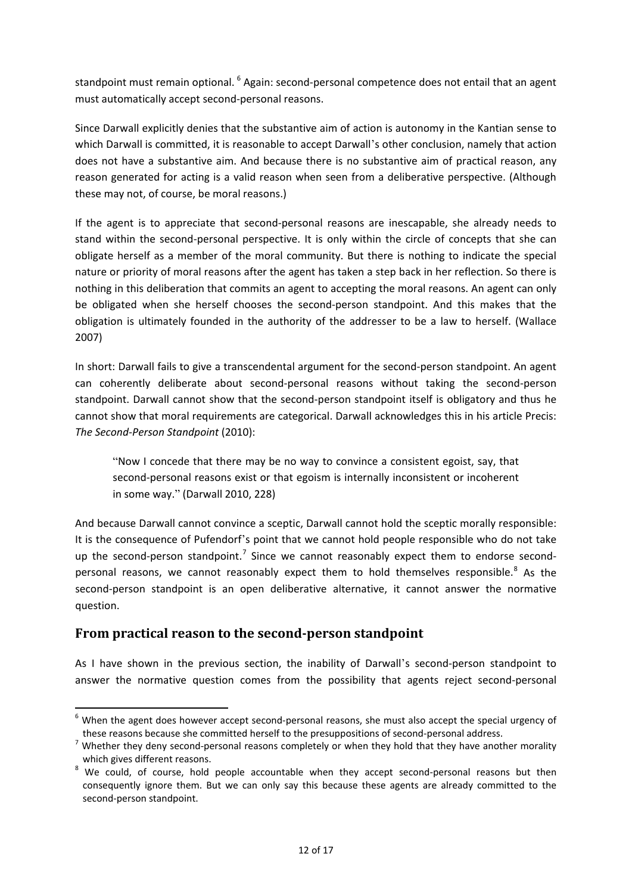standpoint must remain optional. [6] Again: second-personal competence does not entail that an agent must automatically accept second-personal reasons.

Since Darwall explicitly denies that the substantive aim of action is autonomy in the Kantian sense to which Darwall is committed, it is reasonable to accept Darwall's other conclusion, namely that action does not have a substantive aim. And because there is no substantive aim of practical reason, any reason generated for acting is a valid reason when seen from a deliberative perspective. (Although these may not, of course, be moral reasons.)

If the agent is to appreciate that second-personal reasons are inescapable, she already needs to stand within the second-personal perspective. It is only within the circle of concepts that she can obligate herself as a member of the moral community. But there is nothing to indicate the special nature or priority of moral reasons after the agent has taken a step back in her reflection. So there is nothing in this deliberation that commits an agent to accepting the moral reasons. An agent can only be obligated when she herself chooses the second-person standpoint. And this makes that the obligation is ultimately founded in the authority of the addresser to be a law to herself. (Wallace 2007)

In short: Darwall fails to give a transcendental argument for the second-person standpoint. An agent can coherently deliberate about second-personal reasons without taking the second-person standpoint. Darwall cannot show that the second-person standpoint itself is obligatory and thus he cannot show that moral requirements are categorical. Darwall acknowledges this in his article Precis: *The Second-Person Standpoint* (2010):

> "Now I concede that there may be no way to convince a consistent egoist, say, that second-personal reasons exist or that egoism is internally inconsistent or incoherent in some way." (Darwall 2010, 228)

And because Darwall cannot convince a sceptic, Darwall cannot hold the sceptic morally responsible: It is the consequence of Pufendorf's point that we cannot hold people responsible who do not take up the second-person standpoint.[7] Since we cannot reasonably expect them to endorse second-personal reasons, we cannot reasonably expect them to hold themselves responsible.[8] As the second-person standpoint is an open deliberative alternative, it cannot answer the normative question.

## From practical reason to the second-person standpoint

As I have shown in the previous section, the inability of Darwall's second-person standpoint to answer the normative question comes from the possibility that agents reject second-personal

---

[6] When the agent does however accept second-personal reasons, she must also accept the special urgency of these reasons because she committed herself to the presuppositions of second-personal address.

[7] Whether they deny second-personal reasons completely or when they hold that they have another morality which gives different reasons.

[8] We could, of course, hold people accountable when they accept second-personal reasons but then consequently ignore them. But we can only say this because these agents are already committed to the second-person standpoint.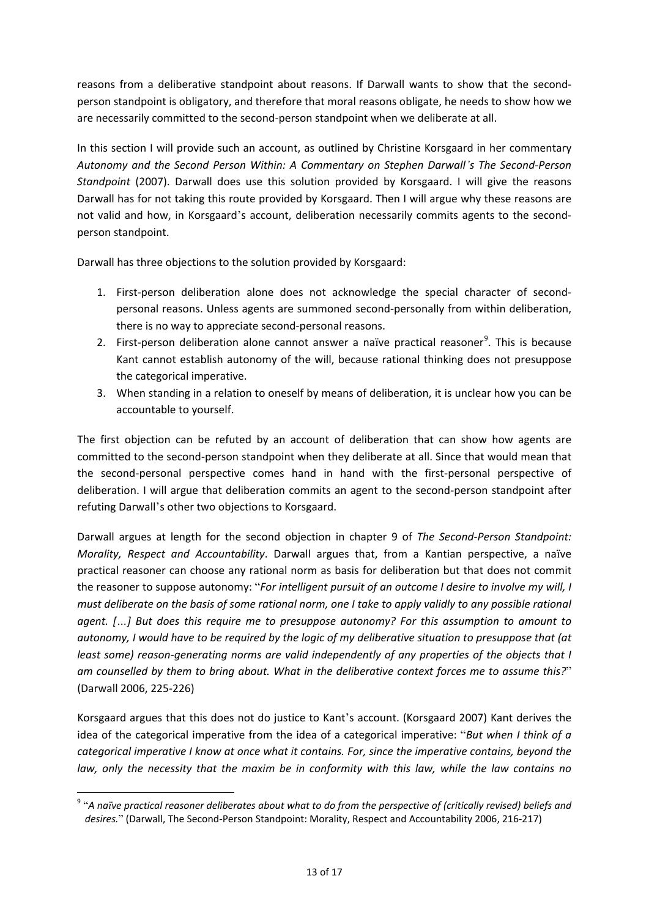reasons from a deliberative standpoint about reasons. If Darwall wants to show that the second-person standpoint is obligatory, and therefore that moral reasons obligate, he needs to show how we are necessarily committed to the second-person standpoint when we deliberate at all.

In this section I will provide such an account, as outlined by Christine Korsgaard in her commentary *Autonomy and the Second Person Within: A Commentary on Stephen Darwall's The Second-Person Standpoint* (2007). Darwall does use this solution provided by Korsgaard. I will give the reasons Darwall has for not taking this route provided by Korsgaard. Then I will argue why these reasons are not valid and how, in Korsgaard's account, deliberation necessarily commits agents to the second-person standpoint.

Darwall has three objections to the solution provided by Korsgaard:

1. First-person deliberation alone does not acknowledge the special character of second-personal reasons. Unless agents are summoned second-personally from within deliberation, there is no way to appreciate second-personal reasons.
2. First-person deliberation alone cannot answer a naïve practical reasoner[9]. This is because Kant cannot establish autonomy of the will, because rational thinking does not presuppose the categorical imperative.
3. When standing in a relation to oneself by means of deliberation, it is unclear how you can be accountable to yourself.

The first objection can be refuted by an account of deliberation that can show how agents are committed to the second-person standpoint when they deliberate at all. Since that would mean that the second-personal perspective comes hand in hand with the first-personal perspective of deliberation. I will argue that deliberation commits an agent to the second-person standpoint after refuting Darwall's other two objections to Korsgaard.

Darwall argues at length for the second objection in chapter 9 of *The Second-Person Standpoint: Morality, Respect and Accountability*. Darwall argues that, from a Kantian perspective, a naïve practical reasoner can choose any rational norm as basis for deliberation but that does not commit the reasoner to suppose autonomy: "*For intelligent pursuit of an outcome I desire to involve my will, I must deliberate on the basis of some rational norm, one I take to apply validly to any possible rational agent. [...] But does this require me to presuppose autonomy? For this assumption to amount to autonomy, I would have to be required by the logic of my deliberative situation to presuppose that (at least some) reason-generating norms are valid independently of any properties of the objects that I am counselled by them to bring about. What in the deliberative context forces me to assume this?*" (Darwall 2006, 225-226)

Korsgaard argues that this does not do justice to Kant's account. (Korsgaard 2007) Kant derives the idea of the categorical imperative from the idea of a categorical imperative: "*But when I think of a categorical imperative I know at once what it contains. For, since the imperative contains, beyond the law, only the necessity that the maxim be in conformity with this law, while the law contains no*

[9] "*A naïve practical reasoner deliberates about what to do from the perspective of (critically revised) beliefs and desires.*" (Darwall, The Second-Person Standpoint: Morality, Respect and Accountability 2006, 216-217)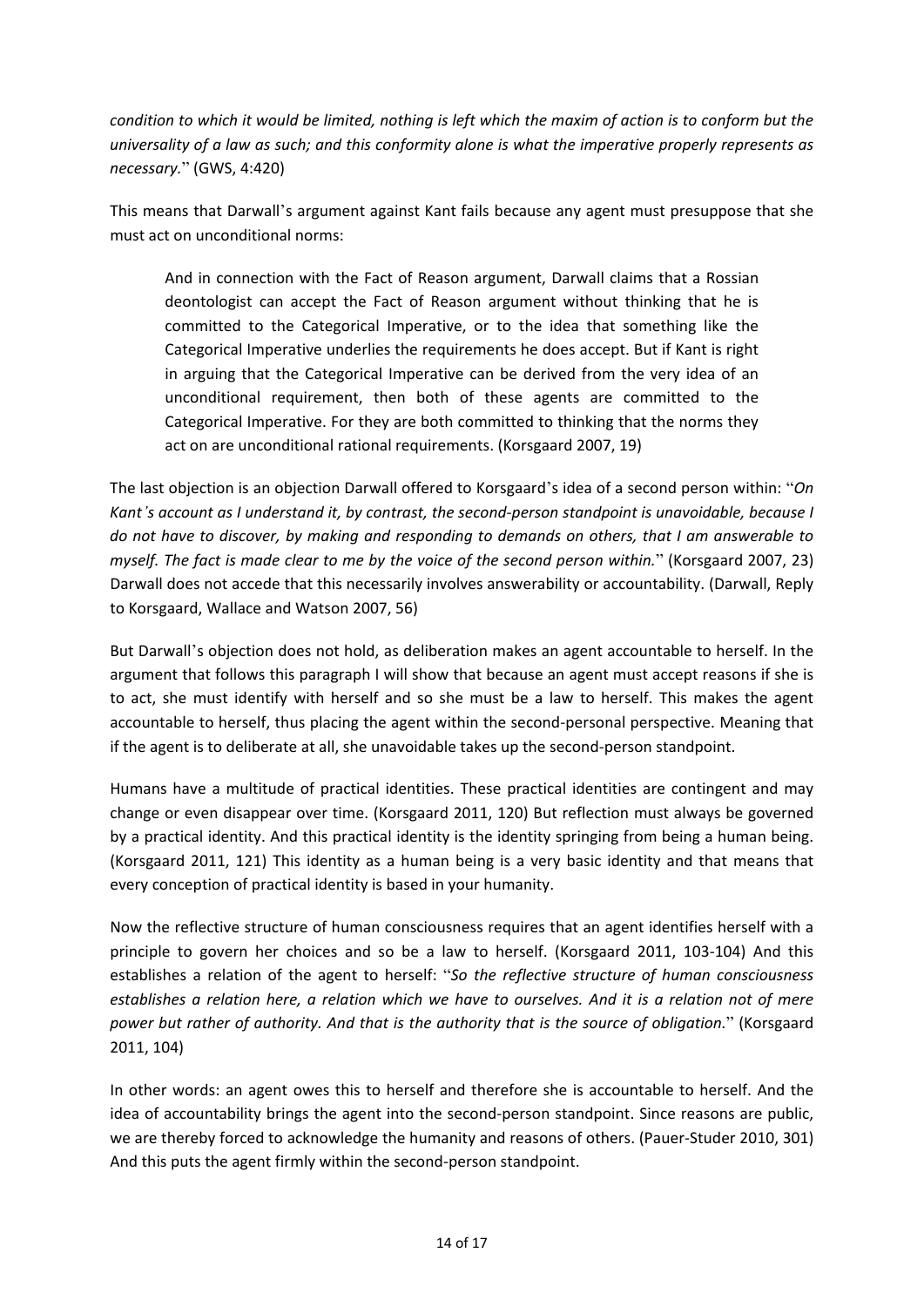*condition to which it would be limited, nothing is left which the maxim of action is to conform but the universality of a law as such; and this conformity alone is what the imperative properly represents as necessary.*" (GWS, 4:420)

This means that Darwall's argument against Kant fails because any agent must presuppose that she must act on unconditional norms:

> And in connection with the Fact of Reason argument, Darwall claims that a Rossian deontologist can accept the Fact of Reason argument without thinking that he is committed to the Categorical Imperative, or to the idea that something like the Categorical Imperative underlies the requirements he does accept. But if Kant is right in arguing that the Categorical Imperative can be derived from the very idea of an unconditional requirement, then both of these agents are committed to the Categorical Imperative. For they are both committed to thinking that the norms they act on are unconditional rational requirements. (Korsgaard 2007, 19)

The last objection is an objection Darwall offered to Korsgaard's idea of a second person within: "*On Kant's account as I understand it, by contrast, the second-person standpoint is unavoidable, because I do not have to discover, by making and responding to demands on others, that I am answerable to myself. The fact is made clear to me by the voice of the second person within.*" (Korsgaard 2007, 23) Darwall does not accede that this necessarily involves answerability or accountability. (Darwall, Reply to Korsgaard, Wallace and Watson 2007, 56)

But Darwall's objection does not hold, as deliberation makes an agent accountable to herself. In the argument that follows this paragraph I will show that because an agent must accept reasons if she is to act, she must identify with herself and so she must be a law to herself. This makes the agent accountable to herself, thus placing the agent within the second-personal perspective. Meaning that if the agent is to deliberate at all, she unavoidable takes up the second-person standpoint.

Humans have a multitude of practical identities. These practical identities are contingent and may change or even disappear over time. (Korsgaard 2011, 120) But reflection must always be governed by a practical identity. And this practical identity is the identity springing from being a human being. (Korsgaard 2011, 121) This identity as a human being is a very basic identity and that means that every conception of practical identity is based in your humanity.

Now the reflective structure of human consciousness requires that an agent identifies herself with a principle to govern her choices and so be a law to herself. (Korsgaard 2011, 103-104) And this establishes a relation of the agent to herself: "*So the reflective structure of human consciousness establishes a relation here, a relation which we have to ourselves. And it is a relation not of mere power but rather of authority. And that is the authority that is the source of obligation.*" (Korsgaard 2011, 104)

In other words: an agent owes this to herself and therefore she is accountable to herself. And the idea of accountability brings the agent into the second-person standpoint. Since reasons are public, we are thereby forced to acknowledge the humanity and reasons of others. (Pauer-Studer 2010, 301) And this puts the agent firmly within the second-person standpoint.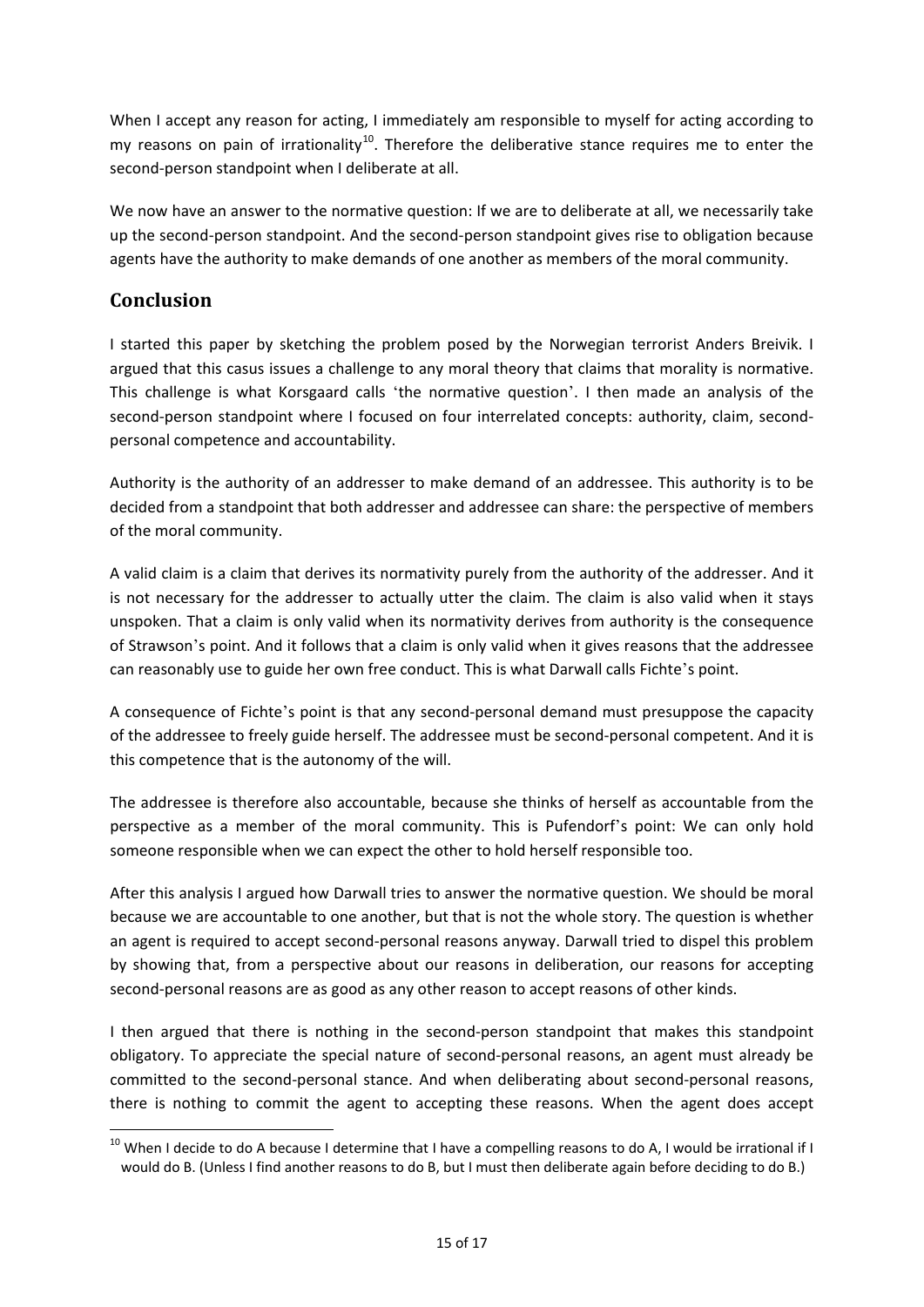When I accept any reason for acting, I immediately am responsible to myself for acting according to my reasons on pain of irrationality[10]. Therefore the deliberative stance requires me to enter the second-person standpoint when I deliberate at all.

We now have an answer to the normative question: If we are to deliberate at all, we necessarily take up the second-person standpoint. And the second-person standpoint gives rise to obligation because agents have the authority to make demands of one another as members of the moral community.

## Conclusion

I started this paper by sketching the problem posed by the Norwegian terrorist Anders Breivik. I argued that this casus issues a challenge to any moral theory that claims that morality is normative. This challenge is what Korsgaard calls 'the normative question'. I then made an analysis of the second-person standpoint where I focused on four interrelated concepts: authority, claim, second-personal competence and accountability.

Authority is the authority of an addresser to make demand of an addressee. This authority is to be decided from a standpoint that both addresser and addressee can share: the perspective of members of the moral community.

A valid claim is a claim that derives its normativity purely from the authority of the addresser. And it is not necessary for the addresser to actually utter the claim. The claim is also valid when it stays unspoken. That a claim is only valid when its normativity derives from authority is the consequence of Strawson's point. And it follows that a claim is only valid when it gives reasons that the addressee can reasonably use to guide her own free conduct. This is what Darwall calls Fichte's point.

A consequence of Fichte's point is that any second-personal demand must presuppose the capacity of the addressee to freely guide herself. The addressee must be second-personal competent. And it is this competence that is the autonomy of the will.

The addressee is therefore also accountable, because she thinks of herself as accountable from the perspective as a member of the moral community. This is Pufendorf's point: We can only hold someone responsible when we can expect the other to hold herself responsible too.

After this analysis I argued how Darwall tries to answer the normative question. We should be moral because we are accountable to one another, but that is not the whole story. The question is whether an agent is required to accept second-personal reasons anyway. Darwall tried to dispel this problem by showing that, from a perspective about our reasons in deliberation, our reasons for accepting second-personal reasons are as good as any other reason to accept reasons of other kinds.

I then argued that there is nothing in the second-person standpoint that makes this standpoint obligatory. To appreciate the special nature of second-personal reasons, an agent must already be committed to the second-personal stance. And when deliberating about second-personal reasons, there is nothing to commit the agent to accepting these reasons. When the agent does accept

[10] When I decide to do A because I determine that I have a compelling reasons to do A, I would be irrational if I would do B. (Unless I find another reasons to do B, but I must then deliberate again before deciding to do B.)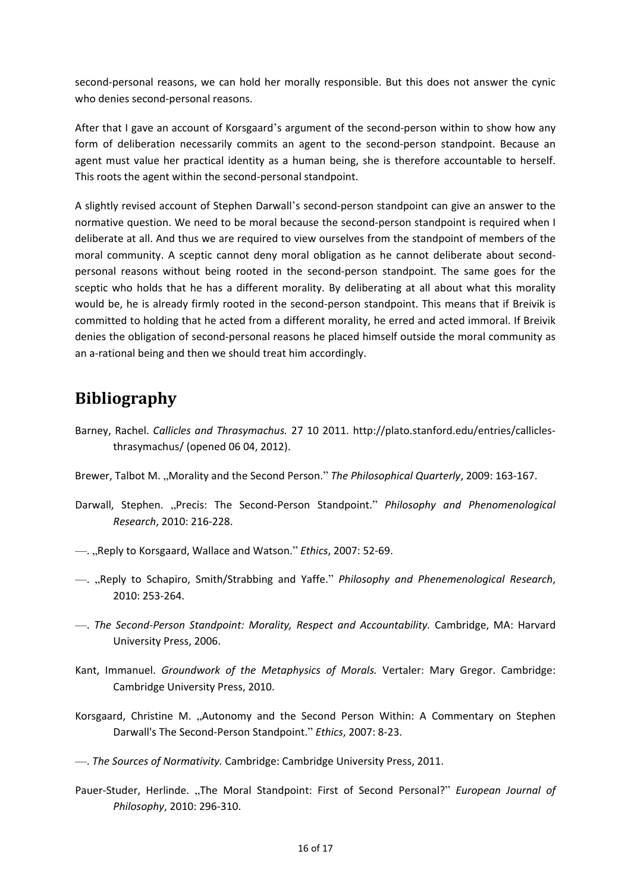second-personal reasons, we can hold her morally responsible. But this does not answer the cynic who denies second-personal reasons.

After that I gave an account of Korsgaard's argument of the second-person within to show how any form of deliberation necessarily commits an agent to the second-person standpoint. Because an agent must value her practical identity as a human being, she is therefore accountable to herself. This roots the agent within the second-personal standpoint.

A slightly revised account of Stephen Darwall's second-person standpoint can give an answer to the normative question. We need to be moral because the second-person standpoint is required when I deliberate at all. And thus we are required to view ourselves from the standpoint of members of the moral community. A sceptic cannot deny moral obligation as he cannot deliberate about second-personal reasons without being rooted in the second-person standpoint. The same goes for the sceptic who holds that he has a different morality. By deliberating at all about what this morality would be, he is already firmly rooted in the second-person standpoint. This means that if Breivik is committed to holding that he acted from a different morality, he erred and acted immoral. If Breivik denies the obligation of second-personal reasons he placed himself outside the moral community as an a-rational being and then we should treat him accordingly.

# Bibliography

Barney, Rachel. *Callicles and Thrasymachus.* 27 10 2011. http://plato.stanford.edu/entries/callicles-thrasymachus/ (opened 06 04, 2012).

Brewer, Talbot M. „Morality and the Second Person." *The Philosophical Quarterly*, 2009: 163-167.

Darwall, Stephen. „Precis: The Second-Person Standpoint." *Philosophy and Phenomenological Research*, 2010: 216-228.

—. „Reply to Korsgaard, Wallace and Watson." *Ethics*, 2007: 52-69.

—. „Reply to Schapiro, Smith/Strabbing and Yaffe." *Philosophy and Phenemenological Research*, 2010: 253-264.

—. *The Second-Person Standpoint: Morality, Respect and Accountability.* Cambridge, MA: Harvard University Press, 2006.

Kant, Immanuel. *Groundwork of the Metaphysics of Morals.* Vertaler: Mary Gregor. Cambridge: Cambridge University Press, 2010.

Korsgaard, Christine M. „Autonomy and the Second Person Within: A Commentary on Stephen Darwall's The Second-Person Standpoint." *Ethics*, 2007: 8-23.

—. *The Sources of Normativity.* Cambridge: Cambridge University Press, 2011.

Pauer-Studer, Herlinde. „The Moral Standpoint: First of Second Personal?" *European Journal of Philosophy*, 2010: 296-310.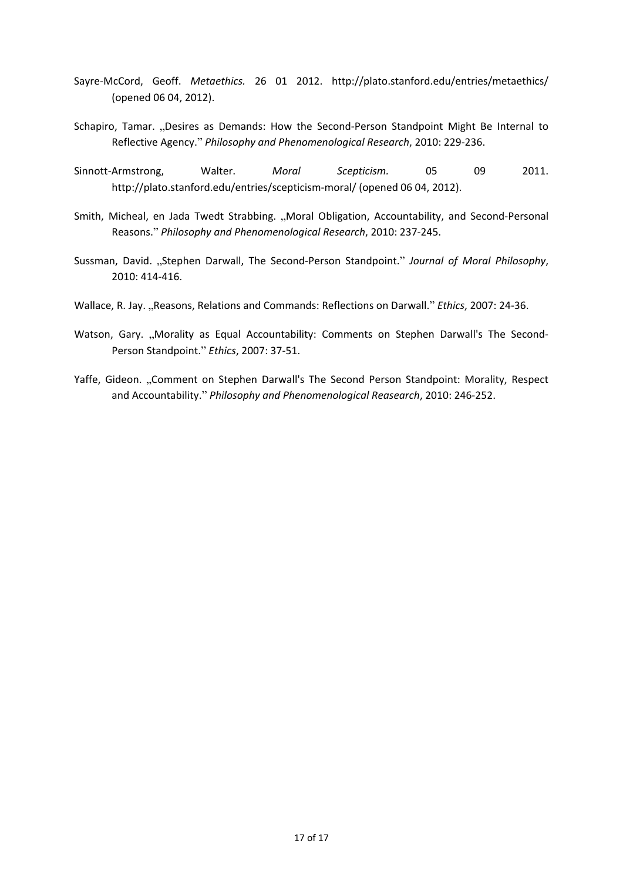Sayre-McCord, Geoff. *Metaethics.* 26 01 2012. http://plato.stanford.edu/entries/metaethics/ (opened 06 04, 2012).

Schapiro, Tamar. „Desires as Demands: How the Second-Person Standpoint Might Be Internal to Reflective Agency." *Philosophy and Phenomenological Research*, 2010: 229-236.

Sinnott-Armstrong, Walter. *Moral Scepticism.* 05 09 2011. http://plato.stanford.edu/entries/scepticism-moral/ (opened 06 04, 2012).

Smith, Micheal, en Jada Twedt Strabbing. „Moral Obligation, Accountability, and Second-Personal Reasons." *Philosophy and Phenomenological Research*, 2010: 237-245.

Sussman, David. „Stephen Darwall, The Second-Person Standpoint." *Journal of Moral Philosophy*, 2010: 414-416.

Wallace, R. Jay. „Reasons, Relations and Commands: Reflections on Darwall." *Ethics*, 2007: 24-36.

Watson, Gary. „Morality as Equal Accountability: Comments on Stephen Darwall's The Second-Person Standpoint." *Ethics*, 2007: 37-51.

Yaffe, Gideon. „Comment on Stephen Darwall's The Second Person Standpoint: Morality, Respect and Accountability." *Philosophy and Phenomenological Reasearch*, 2010: 246-252.